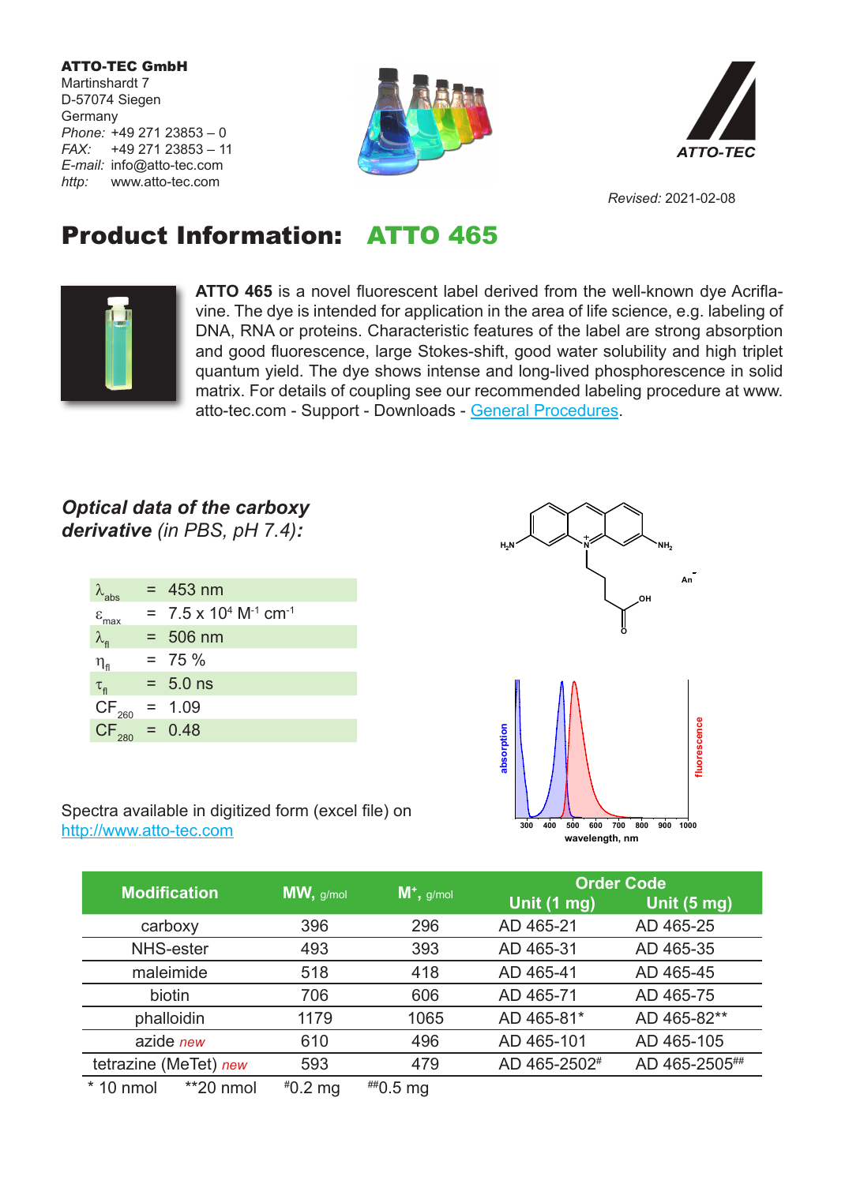**ATTO-TEC GmbH**
Martinshardt 7
D-57074 Siegen
Germany
*Phone:* +49 271 23853 – 0
*FAX:* +49 271 23853 – 11
*E-mail:* info@atto-tec.com
*http:* www.atto-tec.com

ATTO-TEC

*Revised:* 2021-02-08

# Product Information: ATTO 465

**ATTO 465** is a novel fluorescent label derived from the well-known dye Acriflavine. The dye is intended for application in the area of life science, e.g. labeling of DNA, RNA or proteins. Characteristic features of the label are strong absorption and good fluorescence, large Stokes-shift, good water solubility and high triplet quantum yield. The dye shows intense and long-lived phosphorescence in solid matrix. For details of coupling see our recommended labeling procedure at www.atto-tec.com - Support - Downloads - General Procedures.

## *Optical data of the carboxy derivative* *(in PBS, pH 7.4):*

| | | |
|---|---|---|
| $\lambda_{abs}$ | = | 453 nm |
| $\varepsilon_{max}$ | = | 7.5 x $10^4$ $M^{-1}$ $cm^{-1}$ |
| $\lambda_{fl}$ | = | 506 nm |
| $\eta_{fl}$ | = | 75 % |
| $\tau_{fl}$ | = | 5.0 ns |
| $CF_{260}$ | = | 1.09 |
| $CF_{280}$ | = | 0.48 |

Spectra available in digitized form (excel file) on http://www.atto-tec.com

| Modification | MW, g/mol | $M^+$, g/mol | Order Code Unit (1 mg) | Unit (5 mg) |
|---|---|---|---|---|
| carboxy | 396 | 296 | AD 465-21 | AD 465-25 |
| NHS-ester | 493 | 393 | AD 465-31 | AD 465-35 |
| maleimide | 518 | 418 | AD 465-41 | AD 465-45 |
| biotin | 706 | 606 | AD 465-71 | AD 465-75 |
| phalloidin | 1179 | 1065 | AD 465-81* | AD 465-82** |
| azide *new* | 610 | 496 | AD 465-101 | AD 465-105 |
| tetrazine (MeTet) *new* | 593 | 479 | AD 465-2502# | AD 465-2505## |

\* 10 nmol    ** 20 nmol    # 0.2 mg    ## 0.5 mg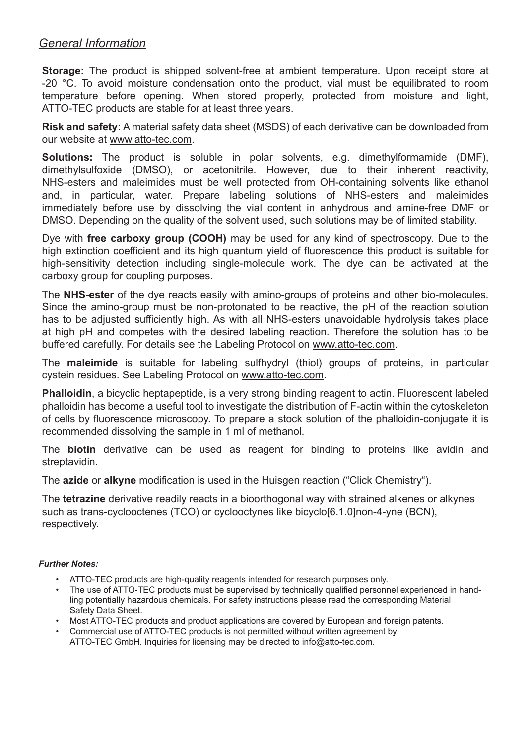## *General Information*

**Storage:** The product is shipped solvent-free at ambient temperature. Upon receipt store at -20 °C. To avoid moisture condensation onto the product, vial must be equilibrated to room temperature before opening. When stored properly, protected from moisture and light, ATTO-TEC products are stable for at least three years.

**Risk and safety:** A material safety data sheet (MSDS) of each derivative can be downloaded from our website at www.atto-tec.com.

**Solutions:** The product is soluble in polar solvents, e.g. dimethylformamide (DMF), dimethylsulfoxide (DMSO), or acetonitrile. However, due to their inherent reactivity, NHS-esters and maleimides must be well protected from OH-containing solvents like ethanol and, in particular, water. Prepare labeling solutions of NHS-esters and maleimides immediately before use by dissolving the vial content in anhydrous and amine-free DMF or DMSO. Depending on the quality of the solvent used, such solutions may be of limited stability.

Dye with **free carboxy group (COOH)** may be used for any kind of spectroscopy. Due to the high extinction coefficient and its high quantum yield of fluorescence this product is suitable for high-sensitivity detection including single-molecule work. The dye can be activated at the carboxy group for coupling purposes.

The **NHS-ester** of the dye reacts easily with amino-groups of proteins and other bio-molecules. Since the amino-group must be non-protonated to be reactive, the pH of the reaction solution has to be adjusted sufficiently high. As with all NHS-esters unavoidable hydrolysis takes place at high pH and competes with the desired labeling reaction. Therefore the solution has to be buffered carefully. For details see the Labeling Protocol on www.atto-tec.com.

The **maleimide** is suitable for labeling sulfhydryl (thiol) groups of proteins, in particular cystein residues. See Labeling Protocol on www.atto-tec.com.

**Phalloidin**, a bicyclic heptapeptide, is a very strong binding reagent to actin. Fluorescent labeled phalloidin has become a useful tool to investigate the distribution of F-actin within the cytoskeleton of cells by fluorescence microscopy. To prepare a stock solution of the phalloidin-conjugate it is recommended dissolving the sample in 1 ml of methanol.

The **biotin** derivative can be used as reagent for binding to proteins like avidin and streptavidin.

The **azide** or **alkyne** modification is used in the Huisgen reaction ("Click Chemistry").

The **tetrazine** derivative readily reacts in a bioorthogonal way with strained alkenes or alkynes such as trans-cyclooctenes (TCO) or cyclooctynes like bicyclo[6.1.0]non-4-yne (BCN), respectively.

***Further Notes:***

- ATTO-TEC products are high-quality reagents intended for research purposes only.
- The use of ATTO-TEC products must be supervised by technically qualified personnel experienced in handling potentially hazardous chemicals. For safety instructions please read the corresponding Material Safety Data Sheet.
- Most ATTO-TEC products and product applications are covered by European and foreign patents.
- Commercial use of ATTO-TEC products is not permitted without written agreement by ATTO-TEC GmbH. Inquiries for licensing may be directed to info@atto-tec.com.